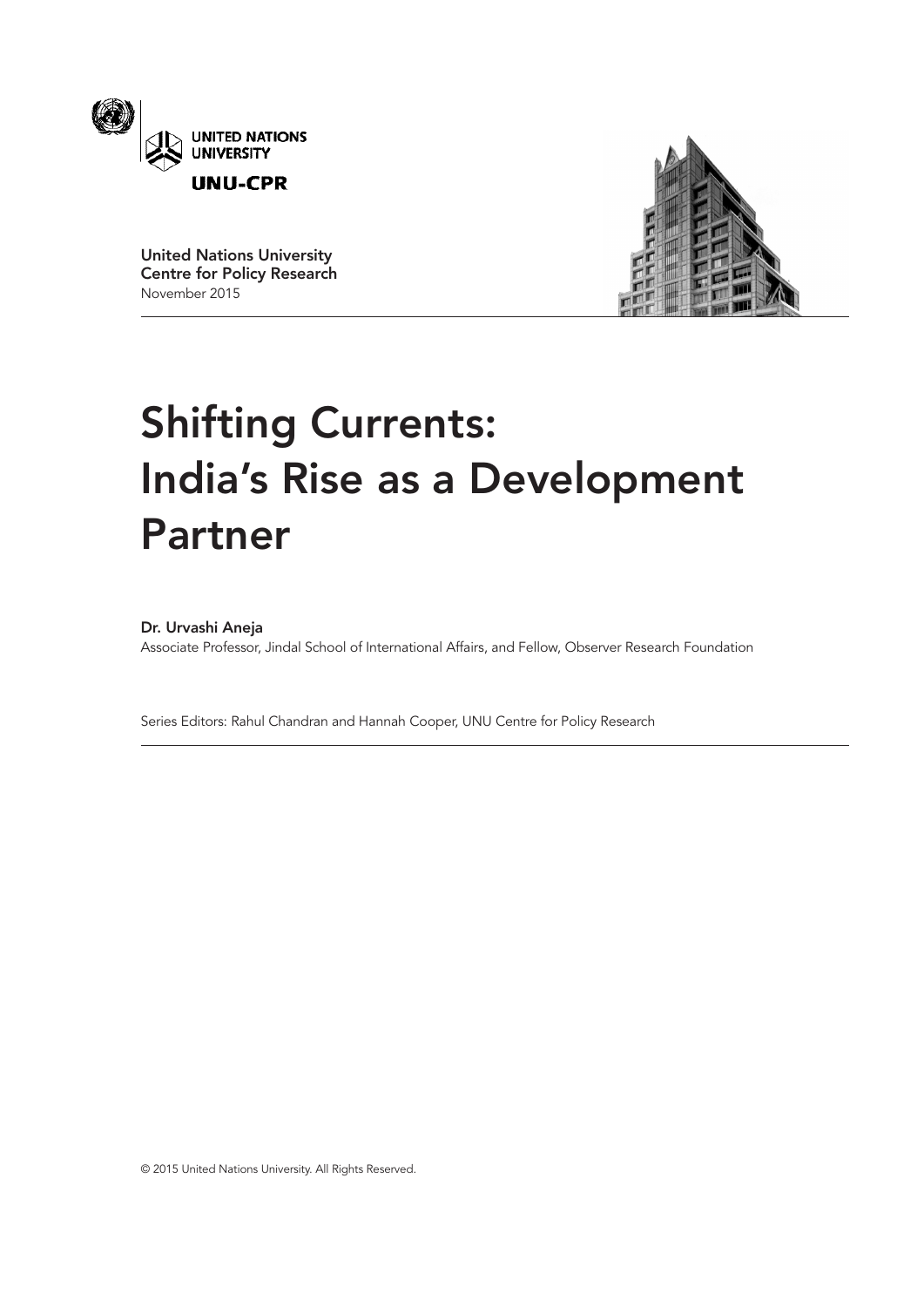UNITED NATIONS UNIVERSITY

UNU-CPR

**United Nations University Centre for Policy Research**
November 2015

# Shifting Currents: India's Rise as a Development Partner

**Dr. Urvashi Aneja**
Associate Professor, Jindal School of International Affairs, and Fellow, Observer Research Foundation

Series Editors: Rahul Chandran and Hannah Cooper, UNU Centre for Policy Research

© 2015 United Nations University. All Rights Reserved.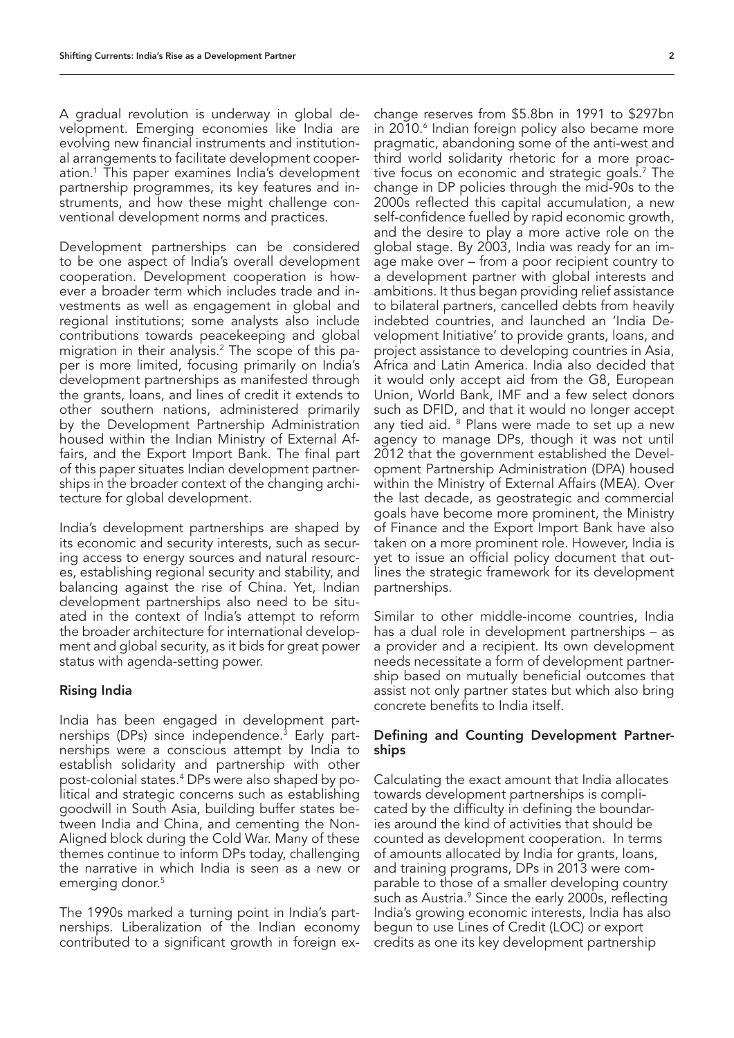A gradual revolution is underway in global development. Emerging economies like India are evolving new financial instruments and institutional arrangements to facilitate development cooperation.[1] This paper examines India's development partnership programmes, its key features and instruments, and how these might challenge conventional development norms and practices.

Development partnerships can be considered to be one aspect of India's overall development cooperation. Development cooperation is however a broader term which includes trade and investments as well as engagement in global and regional institutions; some analysts also include contributions towards peacekeeping and global migration in their analysis.[2] The scope of this paper is more limited, focusing primarily on India's development partnerships as manifested through the grants, loans, and lines of credit it extends to other southern nations, administered primarily by the Development Partnership Administration housed within the Indian Ministry of External Affairs, and the Export Import Bank. The final part of this paper situates Indian development partnerships in the broader context of the changing architecture for global development.

India's development partnerships are shaped by its economic and security interests, such as securing access to energy sources and natural resources, establishing regional security and stability, and balancing against the rise of China. Yet, Indian development partnerships also need to be situated in the context of India's attempt to reform the broader architecture for international development and global security, as it bids for great power status with agenda-setting power.

## Rising India

India has been engaged in development partnerships (DPs) since independence.[3] Early partnerships were a conscious attempt by India to establish solidarity and partnership with other post-colonial states.[4] DPs were also shaped by political and strategic concerns such as establishing goodwill in South Asia, building buffer states between India and China, and cementing the Non-Aligned block during the Cold War. Many of these themes continue to inform DPs today, challenging the narrative in which India is seen as a new or emerging donor.[5]

The 1990s marked a turning point in India's partnerships. Liberalization of the Indian economy contributed to a significant growth in foreign exchange reserves from \$5.8bn in 1991 to \$297bn in 2010.[6] Indian foreign policy also became more pragmatic, abandoning some of the anti-west and third world solidarity rhetoric for a more proactive focus on economic and strategic goals.[7] The change in DP policies through the mid-90s to the 2000s reflected this capital accumulation, a new self-confidence fuelled by rapid economic growth, and the desire to play a more active role on the global stage. By 2003, India was ready for an image make over – from a poor recipient country to a development partner with global interests and ambitions. It thus began providing relief assistance to bilateral partners, cancelled debts from heavily indebted countries, and launched an 'India Development Initiative' to provide grants, loans, and project assistance to developing countries in Asia, Africa and Latin America. India also decided that it would only accept aid from the G8, European Union, World Bank, IMF and a few select donors such as DFID, and that it would no longer accept any tied aid.[8] Plans were made to set up a new agency to manage DPs, though it was not until 2012 that the government established the Development Partnership Administration (DPA) housed within the Ministry of External Affairs (MEA). Over the last decade, as geostrategic and commercial goals have become more prominent, the Ministry of Finance and the Export Import Bank have also taken on a more prominent role. However, India is yet to issue an official policy document that outlines the strategic framework for its development partnerships.

Similar to other middle-income countries, India has a dual role in development partnerships – as a provider and a recipient. Its own development needs necessitate a form of development partnership based on mutually beneficial outcomes that assist not only partner states but which also bring concrete benefits to India itself.

## Defining and Counting Development Partnerships

Calculating the exact amount that India allocates towards development partnerships is complicated by the difficulty in defining the boundaries around the kind of activities that should be counted as development cooperation. In terms of amounts allocated by India for grants, loans, and training programs, DPs in 2013 were comparable to those of a smaller developing country such as Austria.[9] Since the early 2000s, reflecting India's growing economic interests, India has also begun to use Lines of Credit (LOC) or export credits as one its key development partnership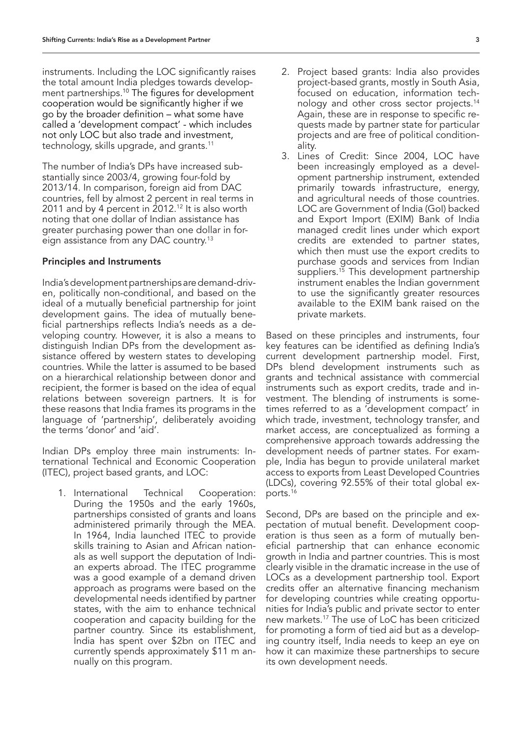instruments. Including the LOC significantly raises the total amount India pledges towards development partnerships.[10] The figures for development cooperation would be significantly higher if we go by the broader definition – what some have called a 'development compact' - which includes not only LOC but also trade and investment, technology, skills upgrade, and grants.[11]

The number of India's DPs have increased substantially since 2003/4, growing four-fold by 2013/14. In comparison, foreign aid from DAC countries, fell by almost 2 percent in real terms in 2011 and by 4 percent in 2012.[12] It is also worth noting that one dollar of Indian assistance has greater purchasing power than one dollar in foreign assistance from any DAC country.[13]

### Principles and Instruments

India's development partnerships are demand-driven, politically non-conditional, and based on the ideal of a mutually beneficial partnership for joint development gains. The idea of mutually beneficial partnerships reflects India's needs as a developing country. However, it is also a means to distinguish Indian DPs from the development assistance offered by western states to developing countries. While the latter is assumed to be based on a hierarchical relationship between donor and recipient, the former is based on the idea of equal relations between sovereign partners. It is for these reasons that India frames its programs in the language of 'partnership', deliberately avoiding the terms 'donor' and 'aid'.

Indian DPs employ three main instruments: International Technical and Economic Cooperation (ITEC), project based grants, and LOC:

1. International Technical Cooperation: During the 1950s and the early 1960s, partnerships consisted of grants and loans administered primarily through the MEA. In 1964, India launched ITEC to provide skills training to Asian and African nationals as well support the deputation of Indian experts abroad. The ITEC programme was a good example of a demand driven approach as programs were based on the developmental needs identified by partner states, with the aim to enhance technical cooperation and capacity building for the partner country. Since its establishment, India has spent over $2bn on ITEC and currently spends approximately $11 m annually on this program.
2. Project based grants: India also provides project-based grants, mostly in South Asia, focused on education, information technology and other cross sector projects.[14] Again, these are in response to specific requests made by partner state for particular projects and are free of political conditionality.
3. Lines of Credit: Since 2004, LOC have been increasingly employed as a development partnership instrument, extended primarily towards infrastructure, energy, and agricultural needs of those countries. LOC are Government of India (GoI) backed and Export Import (EXIM) Bank of India managed credit lines under which export credits are extended to partner states, which then must use the export credits to purchase goods and services from Indian suppliers.[15] This development partnership instrument enables the Indian government to use the significantly greater resources available to the EXIM bank raised on the private markets.

Based on these principles and instruments, four key features can be identified as defining India's current development partnership model. First, DPs blend development instruments such as grants and technical assistance with commercial instruments such as export credits, trade and investment. The blending of instruments is sometimes referred to as a 'development compact' in which trade, investment, technology transfer, and market access, are conceptualized as forming a comprehensive approach towards addressing the development needs of partner states. For example, India has begun to provide unilateral market access to exports from Least Developed Countries (LDCs), covering 92.55% of their total global exports.[16]

Second, DPs are based on the principle and expectation of mutual benefit. Development cooperation is thus seen as a form of mutually beneficial partnership that can enhance economic growth in India and partner countries. This is most clearly visible in the dramatic increase in the use of LOCs as a development partnership tool. Export credits offer an alternative financing mechanism for developing countries while creating opportunities for India's public and private sector to enter new markets.[17] The use of LoC has been criticized for promoting a form of tied aid but as a developing country itself, India needs to keep an eye on how it can maximize these partnerships to secure its own development needs.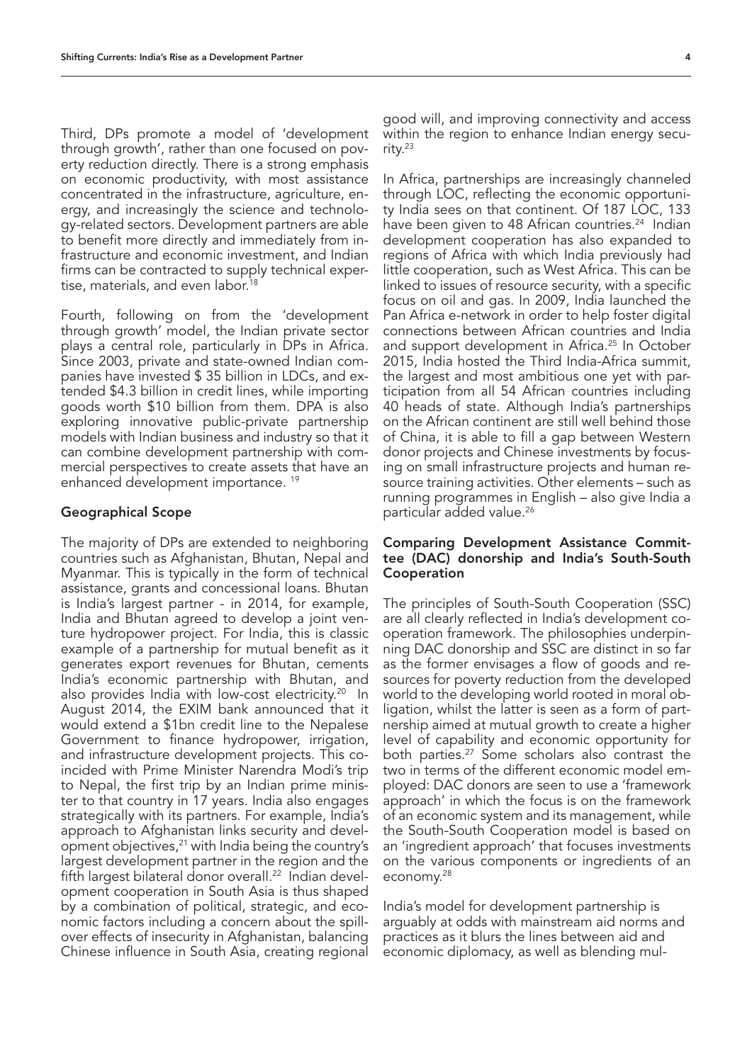Third, DPs promote a model of 'development through growth', rather than one focused on poverty reduction directly. There is a strong emphasis on economic productivity, with most assistance concentrated in the infrastructure, agriculture, energy, and increasingly the science and technology-related sectors. Development partners are able to benefit more directly and immediately from infrastructure and economic investment, and Indian firms can be contracted to supply technical expertise, materials, and even labor.[18]

Fourth, following on from the 'development through growth' model, the Indian private sector plays a central role, particularly in DPs in Africa. Since 2003, private and state-owned Indian companies have invested $ 35 billion in LDCs, and extended $4.3 billion in credit lines, while importing goods worth $10 billion from them. DPA is also exploring innovative public-private partnership models with Indian business and industry so that it can combine development partnership with commercial perspectives to create assets that have an enhanced development importance. [19]

### Geographical Scope

The majority of DPs are extended to neighboring countries such as Afghanistan, Bhutan, Nepal and Myanmar. This is typically in the form of technical assistance, grants and concessional loans. Bhutan is India's largest partner - in 2014, for example, India and Bhutan agreed to develop a joint venture hydropower project. For India, this is classic example of a partnership for mutual benefit as it generates export revenues for Bhutan, cements India's economic partnership with Bhutan, and also provides India with low-cost electricity.[20] In August 2014, the EXIM bank announced that it would extend a $1bn credit line to the Nepalese Government to finance hydropower, irrigation, and infrastructure development projects. This coincided with Prime Minister Narendra Modi's trip to Nepal, the first trip by an Indian prime minister to that country in 17 years. India also engages strategically with its partners. For example, India's approach to Afghanistan links security and development objectives,[21] with India being the country's largest development partner in the region and the fifth largest bilateral donor overall.[22] Indian development cooperation in South Asia is thus shaped by a combination of political, strategic, and economic factors including a concern about the spillover effects of insecurity in Afghanistan, balancing Chinese influence in South Asia, creating regional good will, and improving connectivity and access within the region to enhance Indian energy security.[23]

In Africa, partnerships are increasingly channeled through LOC, reflecting the economic opportunity India sees on that continent. Of 187 LOC, 133 have been given to 48 African countries.[24] Indian development cooperation has also expanded to regions of Africa with which India previously had little cooperation, such as West Africa. This can be linked to issues of resource security, with a specific focus on oil and gas. In 2009, India launched the Pan Africa e-network in order to help foster digital connections between African countries and India and support development in Africa.[25] In October 2015, India hosted the Third India-Africa summit, the largest and most ambitious one yet with participation from all 54 African countries including 40 heads of state. Although India's partnerships on the African continent are still well behind those of China, it is able to fill a gap between Western donor projects and Chinese investments by focusing on small infrastructure projects and human resource training activities. Other elements – such as running programmes in English – also give India a particular added value.[26]

### Comparing Development Assistance Committee (DAC) donorship and India's South-South Cooperation

The principles of South-South Cooperation (SSC) are all clearly reflected in India's development cooperation framework. The philosophies underpinning DAC donorship and SSC are distinct in so far as the former envisages a flow of goods and resources for poverty reduction from the developed world to the developing world rooted in moral obligation, whilst the latter is seen as a form of partnership aimed at mutual growth to create a higher level of capability and economic opportunity for both parties.[27] Some scholars also contrast the two in terms of the different economic model employed: DAC donors are seen to use a 'framework approach' in which the focus is on the framework of an economic system and its management, while the South-South Cooperation model is based on an 'ingredient approach' that focuses investments on the various components or ingredients of an economy.[28]

India's model for development partnership is arguably at odds with mainstream aid norms and practices as it blurs the lines between aid and economic diplomacy, as well as blending mul-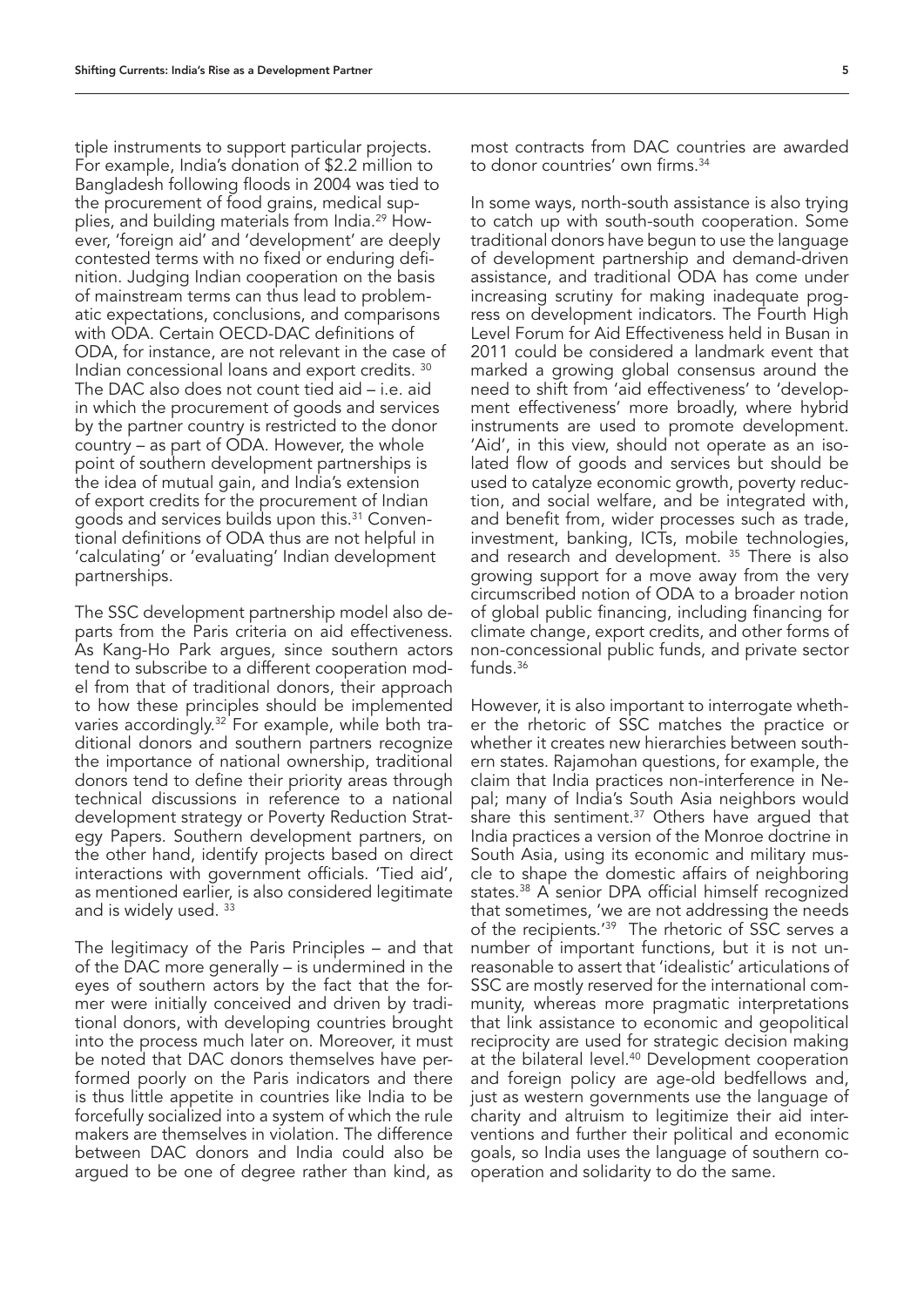tiple instruments to support particular projects. For example, India's donation of $2.2 million to Bangladesh following floods in 2004 was tied to the procurement of food grains, medical supplies, and building materials from India.[29] However, 'foreign aid' and 'development' are deeply contested terms with no fixed or enduring definition. Judging Indian cooperation on the basis of mainstream terms can thus lead to problematic expectations, conclusions, and comparisons with ODA. Certain OECD-DAC definitions of ODA, for instance, are not relevant in the case of Indian concessional loans and export credits.[30] The DAC also does not count tied aid – i.e. aid in which the procurement of goods and services by the partner country is restricted to the donor country – as part of ODA. However, the whole point of southern development partnerships is the idea of mutual gain, and India's extension of export credits for the procurement of Indian goods and services builds upon this.[31] Conventional definitions of ODA thus are not helpful in 'calculating' or 'evaluating' Indian development partnerships.

The SSC development partnership model also departs from the Paris criteria on aid effectiveness. As Kang-Ho Park argues, since southern actors tend to subscribe to a different cooperation model from that of traditional donors, their approach to how these principles should be implemented varies accordingly.[32] For example, while both traditional donors and southern partners recognize the importance of national ownership, traditional donors tend to define their priority areas through technical discussions in reference to a national development strategy or Poverty Reduction Strategy Papers. Southern development partners, on the other hand, identify projects based on direct interactions with government officials. 'Tied aid', as mentioned earlier, is also considered legitimate and is widely used.[33]

The legitimacy of the Paris Principles – and that of the DAC more generally – is undermined in the eyes of southern actors by the fact that the former were initially conceived and driven by traditional donors, with developing countries brought into the process much later on. Moreover, it must be noted that DAC donors themselves have performed poorly on the Paris indicators and there is thus little appetite in countries like India to be forcefully socialized into a system of which the rule makers are themselves in violation. The difference between DAC donors and India could also be argued to be one of degree rather than kind, as most contracts from DAC countries are awarded to donor countries' own firms.[34]

In some ways, north-south assistance is also trying to catch up with south-south cooperation. Some traditional donors have begun to use the language of development partnership and demand-driven assistance, and traditional ODA has come under increasing scrutiny for making inadequate progress on development indicators. The Fourth High Level Forum for Aid Effectiveness held in Busan in 2011 could be considered a landmark event that marked a growing global consensus around the need to shift from 'aid effectiveness' to 'development effectiveness' more broadly, where hybrid instruments are used to promote development. 'Aid', in this view, should not operate as an isolated flow of goods and services but should be used to catalyze economic growth, poverty reduction, and social welfare, and be integrated with, and benefit from, wider processes such as trade, investment, banking, ICTs, mobile technologies, and research and development.[35] There is also growing support for a move away from the very circumscribed notion of ODA to a broader notion of global public financing, including financing for climate change, export credits, and other forms of non-concessional public funds, and private sector funds.[36]

However, it is also important to interrogate whether the rhetoric of SSC matches the practice or whether it creates new hierarchies between southern states. Rajamohan questions, for example, the claim that India practices non-interference in Nepal; many of India's South Asia neighbors would share this sentiment.[37] Others have argued that India practices a version of the Monroe doctrine in South Asia, using its economic and military muscle to shape the domestic affairs of neighboring states.[38] A senior DPA official himself recognized that sometimes, 'we are not addressing the needs of the recipients.'[39] The rhetoric of SSC serves a number of important functions, but it is not unreasonable to assert that 'idealistic' articulations of SSC are mostly reserved for the international community, whereas more pragmatic interpretations that link assistance to economic and geopolitical reciprocity are used for strategic decision making at the bilateral level.[40] Development cooperation and foreign policy are age-old bedfellows and, just as western governments use the language of charity and altruism to legitimize their aid interventions and further their political and economic goals, so India uses the language of southern cooperation and solidarity to do the same.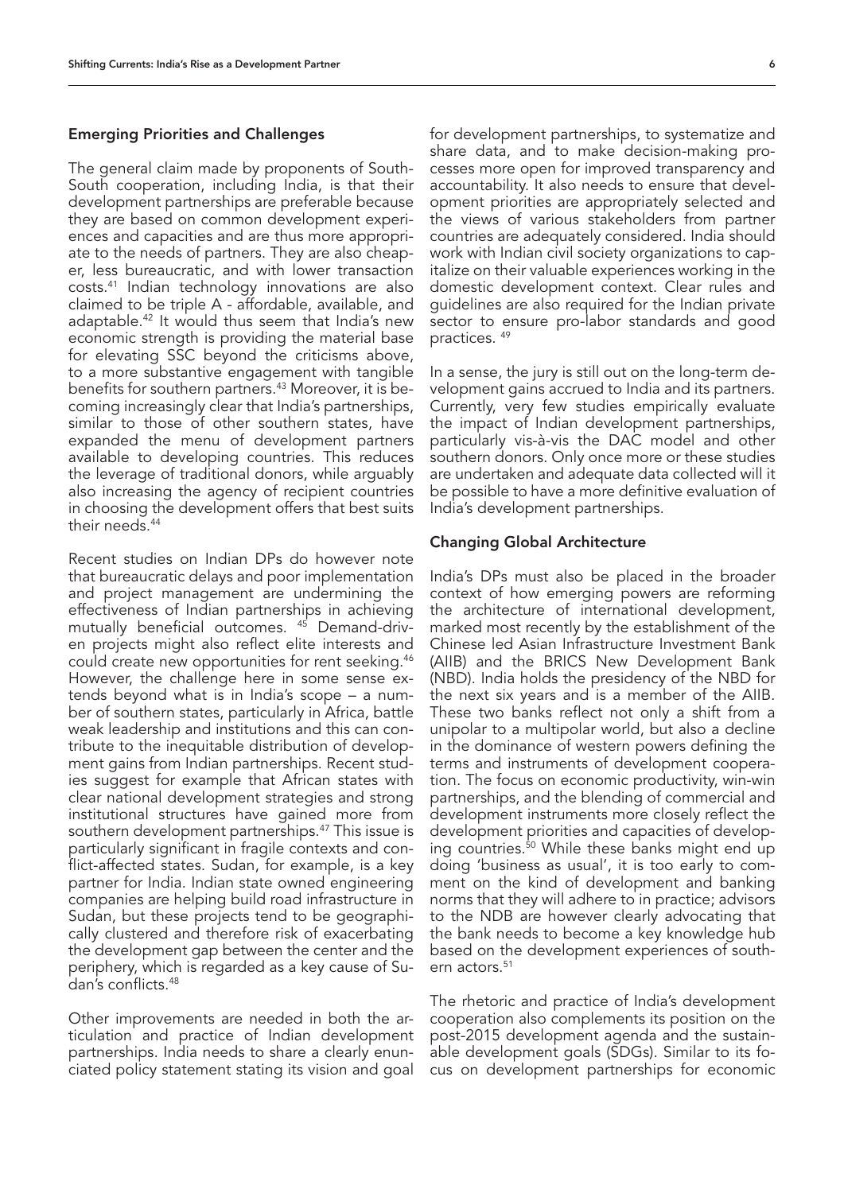### Emerging Priorities and Challenges

The general claim made by proponents of South-South cooperation, including India, is that their development partnerships are preferable because they are based on common development experiences and capacities and are thus more appropriate to the needs of partners. They are also cheaper, less bureaucratic, and with lower transaction costs.[41] Indian technology innovations are also claimed to be triple A - affordable, available, and adaptable.[42] It would thus seem that India's new economic strength is providing the material base for elevating SSC beyond the criticisms above, to a more substantive engagement with tangible benefits for southern partners.[43] Moreover, it is becoming increasingly clear that India's partnerships, similar to those of other southern states, have expanded the menu of development partners available to developing countries. This reduces the leverage of traditional donors, while arguably also increasing the agency of recipient countries in choosing the development offers that best suits their needs.[44]

Recent studies on Indian DPs do however note that bureaucratic delays and poor implementation and project management are undermining the effectiveness of Indian partnerships in achieving mutually beneficial outcomes. [45] Demand-driven projects might also reflect elite interests and could create new opportunities for rent seeking.[46] However, the challenge here in some sense extends beyond what is in India's scope – a number of southern states, particularly in Africa, battle weak leadership and institutions and this can contribute to the inequitable distribution of development gains from Indian partnerships. Recent studies suggest for example that African states with clear national development strategies and strong institutional structures have gained more from southern development partnerships.[47] This issue is particularly significant in fragile contexts and conflict-affected states. Sudan, for example, is a key partner for India. Indian state owned engineering companies are helping build road infrastructure in Sudan, but these projects tend to be geographically clustered and therefore risk of exacerbating the development gap between the center and the periphery, which is regarded as a key cause of Sudan's conflicts.[48]

Other improvements are needed in both the articulation and practice of Indian development partnerships. India needs to share a clearly enunciated policy statement stating its vision and goal for development partnerships, to systematize and share data, and to make decision-making processes more open for improved transparency and accountability. It also needs to ensure that development priorities are appropriately selected and the views of various stakeholders from partner countries are adequately considered. India should work with Indian civil society organizations to capitalize on their valuable experiences working in the domestic development context. Clear rules and guidelines are also required for the Indian private sector to ensure pro-labor standards and good practices. [49]

In a sense, the jury is still out on the long-term development gains accrued to India and its partners. Currently, very few studies empirically evaluate the impact of Indian development partnerships, particularly vis-à-vis the DAC model and other southern donors. Only once more or these studies are undertaken and adequate data collected will it be possible to have a more definitive evaluation of India's development partnerships.

### Changing Global Architecture

India's DPs must also be placed in the broader context of how emerging powers are reforming the architecture of international development, marked most recently by the establishment of the Chinese led Asian Infrastructure Investment Bank (AIIB) and the BRICS New Development Bank (NBD). India holds the presidency of the NBD for the next six years and is a member of the AIIB. These two banks reflect not only a shift from a unipolar to a multipolar world, but also a decline in the dominance of western powers defining the terms and instruments of development cooperation. The focus on economic productivity, win-win partnerships, and the blending of commercial and development instruments more closely reflect the development priorities and capacities of developing countries.[50] While these banks might end up doing 'business as usual', it is too early to comment on the kind of development and banking norms that they will adhere to in practice; advisors to the NDB are however clearly advocating that the bank needs to become a key knowledge hub based on the development experiences of southern actors.[51]

The rhetoric and practice of India's development cooperation also complements its position on the post-2015 development agenda and the sustainable development goals (SDGs). Similar to its focus on development partnerships for economic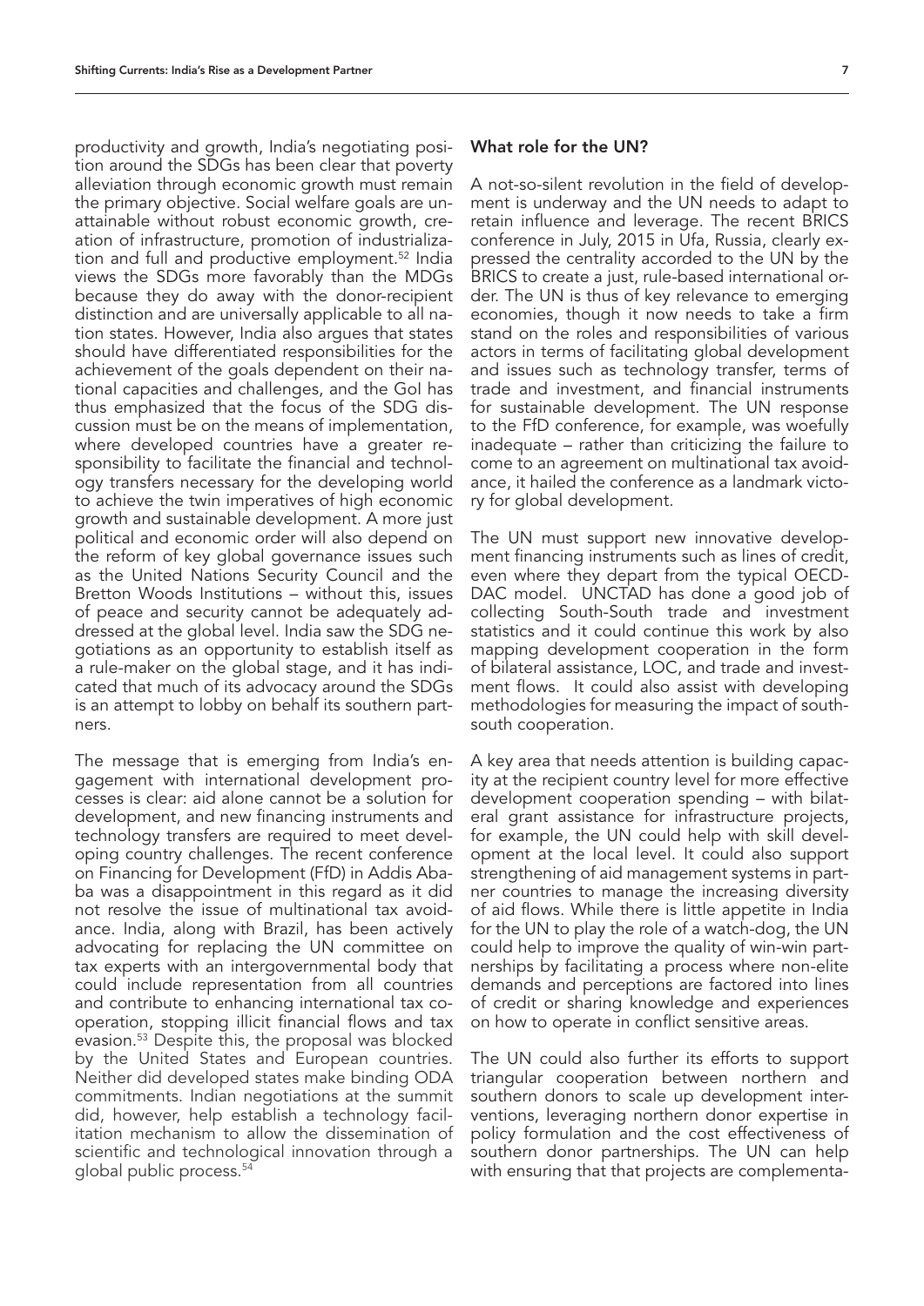productivity and growth, India's negotiating position around the SDGs has been clear that poverty alleviation through economic growth must remain the primary objective. Social welfare goals are unattainable without robust economic growth, creation of infrastructure, promotion of industrialization and full and productive employment.[52] India views the SDGs more favorably than the MDGs because they do away with the donor-recipient distinction and are universally applicable to all nation states. However, India also argues that states should have differentiated responsibilities for the achievement of the goals dependent on their national capacities and challenges, and the GoI has thus emphasized that the focus of the SDG discussion must be on the means of implementation, where developed countries have a greater responsibility to facilitate the financial and technology transfers necessary for the developing world to achieve the twin imperatives of high economic growth and sustainable development. A more just political and economic order will also depend on the reform of key global governance issues such as the United Nations Security Council and the Bretton Woods Institutions – without this, issues of peace and security cannot be adequately addressed at the global level. India saw the SDG negotiations as an opportunity to establish itself as a rule-maker on the global stage, and it has indicated that much of its advocacy around the SDGs is an attempt to lobby on behalf its southern partners.

The message that is emerging from India's engagement with international development processes is clear: aid alone cannot be a solution for development, and new financing instruments and technology transfers are required to meet developing country challenges. The recent conference on Financing for Development (FfD) in Addis Ababa was a disappointment in this regard as it did not resolve the issue of multinational tax avoidance. India, along with Brazil, has been actively advocating for replacing the UN committee on tax experts with an intergovernmental body that could include representation from all countries and contribute to enhancing international tax cooperation, stopping illicit financial flows and tax evasion.[53] Despite this, the proposal was blocked by the United States and European countries. Neither did developed states make binding ODA commitments. Indian negotiations at the summit did, however, help establish a technology facilitation mechanism to allow the dissemination of scientific and technological innovation through a global public process.[54]

## What role for the UN?

A not-so-silent revolution in the field of development is underway and the UN needs to adapt to retain influence and leverage. The recent BRICS conference in July, 2015 in Ufa, Russia, clearly expressed the centrality accorded to the UN by the BRICS to create a just, rule-based international order. The UN is thus of key relevance to emerging economies, though it now needs to take a firm stand on the roles and responsibilities of various actors in terms of facilitating global development and issues such as technology transfer, terms of trade and investment, and financial instruments for sustainable development. The UN response to the FfD conference, for example, was woefully inadequate – rather than criticizing the failure to come to an agreement on multinational tax avoidance, it hailed the conference as a landmark victory for global development.

The UN must support new innovative development financing instruments such as lines of credit, even where they depart from the typical OECD-DAC model. UNCTAD has done a good job of collecting South-South trade and investment statistics and it could continue this work by also mapping development cooperation in the form of bilateral assistance, LOC, and trade and investment flows. It could also assist with developing methodologies for measuring the impact of south-south cooperation.

A key area that needs attention is building capacity at the recipient country level for more effective development cooperation spending – with bilateral grant assistance for infrastructure projects, for example, the UN could help with skill development at the local level. It could also support strengthening of aid management systems in partner countries to manage the increasing diversity of aid flows. While there is little appetite in India for the UN to play the role of a watch-dog, the UN could help to improve the quality of win-win partnerships by facilitating a process where non-elite demands and perceptions are factored into lines of credit or sharing knowledge and experiences on how to operate in conflict sensitive areas.

The UN could also further its efforts to support triangular cooperation between northern and southern donors to scale up development interventions, leveraging northern donor expertise in policy formulation and the cost effectiveness of southern donor partnerships. The UN can help with ensuring that that projects are complementa-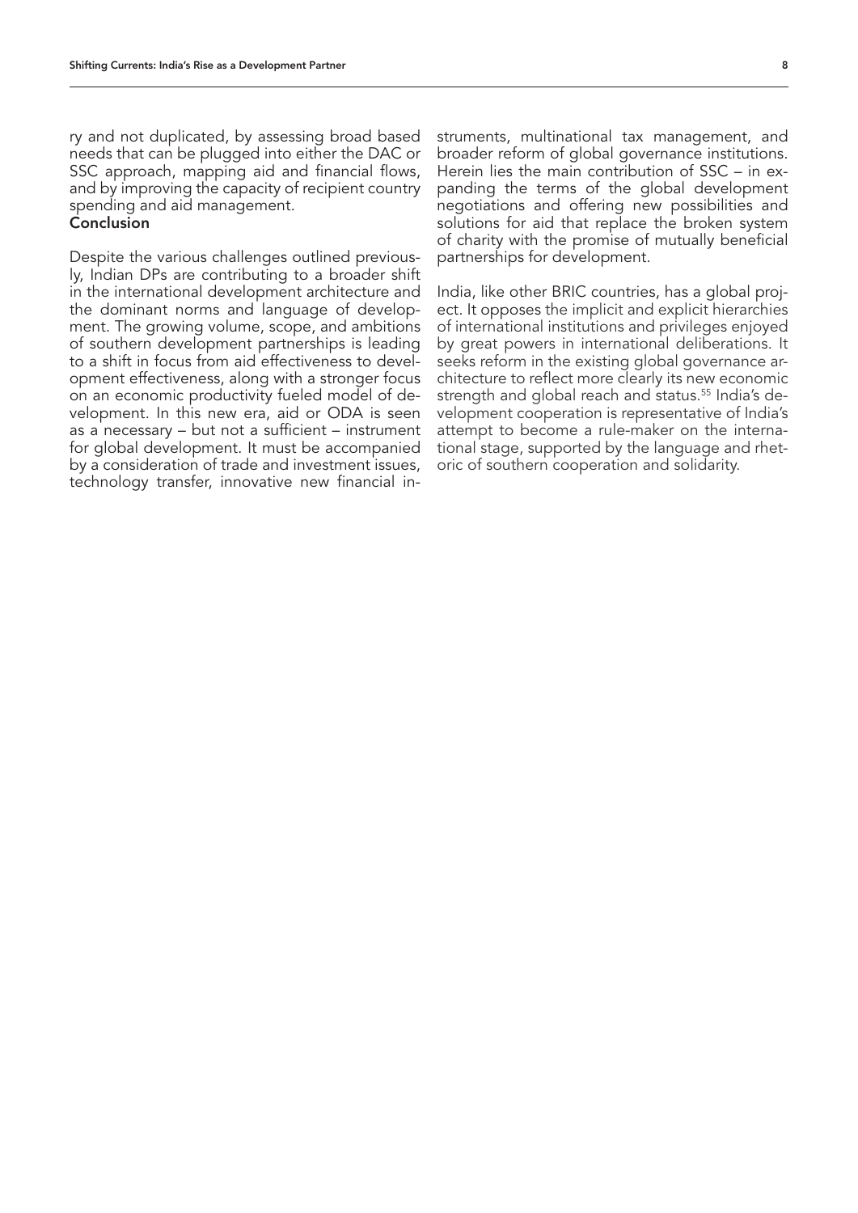ry and not duplicated, by assessing broad based needs that can be plugged into either the DAC or SSC approach, mapping aid and financial flows, and by improving the capacity of recipient country spending and aid management.

## Conclusion

Despite the various challenges outlined previously, Indian DPs are contributing to a broader shift in the international development architecture and the dominant norms and language of development. The growing volume, scope, and ambitions of southern development partnerships is leading to a shift in focus from aid effectiveness to development effectiveness, along with a stronger focus on an economic productivity fueled model of development. In this new era, aid or ODA is seen as a necessary – but not a sufficient – instrument for global development. It must be accompanied by a consideration of trade and investment issues, technology transfer, innovative new financial instruments, multinational tax management, and broader reform of global governance institutions. Herein lies the main contribution of SSC – in expanding the terms of the global development negotiations and offering new possibilities and solutions for aid that replace the broken system of charity with the promise of mutually beneficial partnerships for development.

India, like other BRIC countries, has a global project. It opposes the implicit and explicit hierarchies of international institutions and privileges enjoyed by great powers in international deliberations. It seeks reform in the existing global governance architecture to reflect more clearly its new economic strength and global reach and status.[55] India's development cooperation is representative of India's attempt to become a rule-maker on the international stage, supported by the language and rhetoric of southern cooperation and solidarity.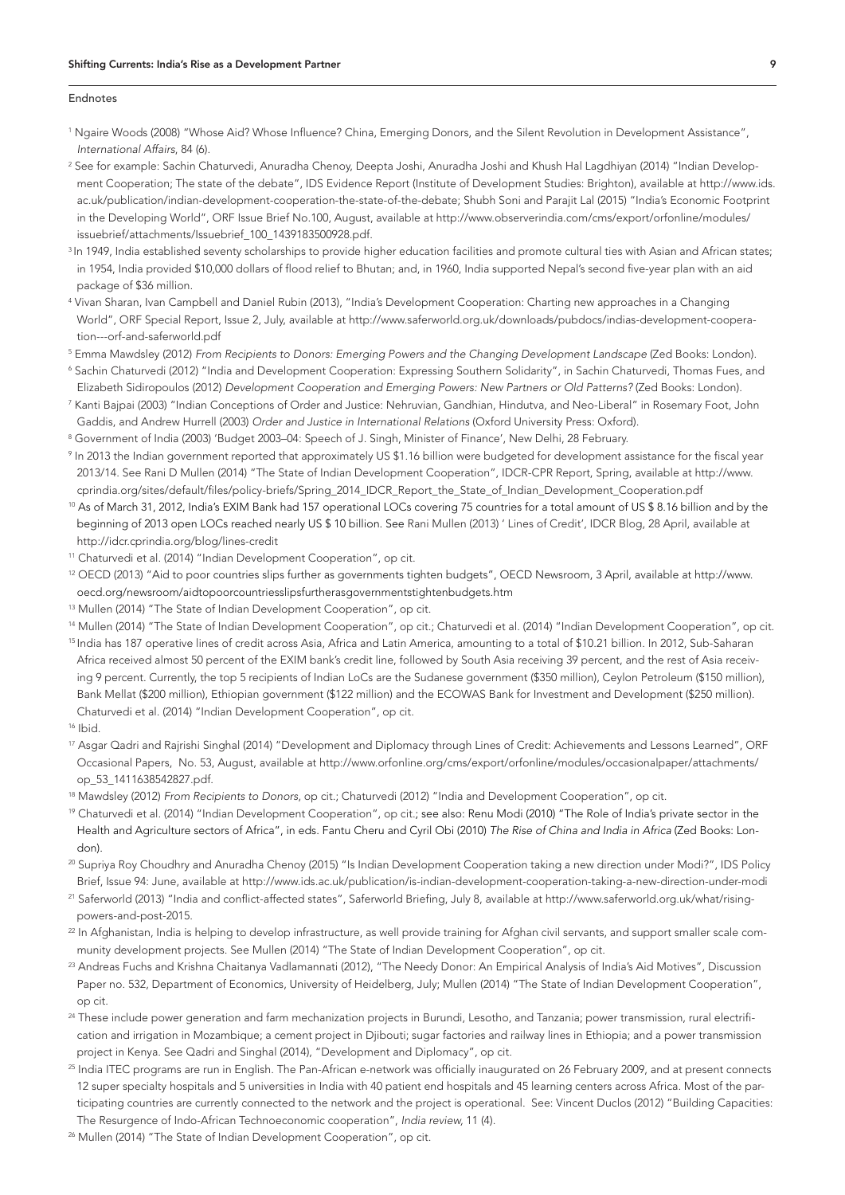Endnotes

[1] Ngaire Woods (2008) "Whose Aid? Whose Influence? China, Emerging Donors, and the Silent Revolution in Development Assistance", *International Affairs*, 84 (6).

[2] See for example: Sachin Chaturvedi, Anuradha Chenoy, Deepta Joshi, Anuradha Joshi and Khush Hal Lagdhiyan (2014) "Indian Development Cooperation; The state of the debate", IDS Evidence Report (Institute of Development Studies: Brighton), available at http://www.ids.ac.uk/publication/indian-development-cooperation-the-state-of-the-debate; Shubh Soni and Parajit Lal (2015) "India's Economic Footprint in the Developing World", ORF Issue Brief No.100, August, available at http://www.observerindia.com/cms/export/orfonline/modules/issuebrief/attachments/Issuebrief_100_1439183500928.pdf.

[3] In 1949, India established seventy scholarships to provide higher education facilities and promote cultural ties with Asian and African states; in 1954, India provided $10,000 dollars of flood relief to Bhutan; and, in 1960, India supported Nepal's second five-year plan with an aid package of $36 million.

[4] Vivan Sharan, Ivan Campbell and Daniel Rubin (2013), "India's Development Cooperation: Charting new approaches in a Changing World", ORF Special Report, Issue 2, July, available at http://www.saferworld.org.uk/downloads/pubdocs/indias-development-cooperation---orf-and-saferworld.pdf

[5] Emma Mawdsley (2012) *From Recipients to Donors: Emerging Powers and the Changing Development Landscape* (Zed Books: London).

[6] Sachin Chaturvedi (2012) "India and Development Cooperation: Expressing Southern Solidarity", in Sachin Chaturvedi, Thomas Fues, and Elizabeth Sidiropoulos (2012) *Development Cooperation and Emerging Powers: New Partners or Old Patterns?* (Zed Books: London).

[7] Kanti Bajpai (2003) "Indian Conceptions of Order and Justice: Nehruvian, Gandhian, Hindutva, and Neo-Liberal" in Rosemary Foot, John Gaddis, and Andrew Hurrell (2003) *Order and Justice in International Relations* (Oxford University Press: Oxford).

[8] Government of India (2003) 'Budget 2003–04: Speech of J. Singh, Minister of Finance', New Delhi, 28 February.

[9] In 2013 the Indian government reported that approximately US $1.16 billion were budgeted for development assistance for the fiscal year 2013/14. See Rani D Mullen (2014) "The State of Indian Development Cooperation", IDCR-CPR Report, Spring, available at http://www.cprindia.org/sites/default/files/policy-briefs/Spring_2014_IDCR_Report_the_State_of_Indian_Development_Cooperation.pdf

[10] As of March 31, 2012, India's EXIM Bank had 157 operational LOCs covering 75 countries for a total amount of US $ 8.16 billion and by the beginning of 2013 open LOCs reached nearly US $ 10 billion. See Rani Mullen (2013) ' Lines of Credit', IDCR Blog, 28 April, available at http://idcr.cprindia.org/blog/lines-credit

[11] Chaturvedi et al. (2014) "Indian Development Cooperation", op cit.

[12] OECD (2013) "Aid to poor countries slips further as governments tighten budgets", OECD Newsroom, 3 April, available at http://www.oecd.org/newsroom/aidtopoorcountriesslipsfurtherasgovernmentstightenbudgets.htm

[13] Mullen (2014) "The State of Indian Development Cooperation", op cit.

[14] Mullen (2014) "The State of Indian Development Cooperation", op cit.; Chaturvedi et al. (2014) "Indian Development Cooperation", op cit.

[15] India has 187 operative lines of credit across Asia, Africa and Latin America, amounting to a total of $10.21 billion. In 2012, Sub-Saharan Africa received almost 50 percent of the EXIM bank's credit line, followed by South Asia receiving 39 percent, and the rest of Asia receiving 9 percent. Currently, the top 5 recipients of Indian LoCs are the Sudanese government ($350 million), Ceylon Petroleum ($150 million), Bank Mellat ($200 million), Ethiopian government ($122 million) and the ECOWAS Bank for Investment and Development ($250 million). Chaturvedi et al. (2014) "Indian Development Cooperation", op cit.

[16] Ibid.

[17] Asgar Qadri and Rajrishi Singhal (2014) "Development and Diplomacy through Lines of Credit: Achievements and Lessons Learned", ORF Occasional Papers, No. 53, August, available at http://www.orfonline.org/cms/export/orfonline/modules/occasionalpaper/attachments/op_53_1411638542827.pdf.

[18] Mawdsley (2012) *From Recipients to Donors*, op cit.; Chaturvedi (2012) "India and Development Cooperation", op cit.

[19] Chaturvedi et al. (2014) "Indian Development Cooperation", op cit.; see also: Renu Modi (2010) "The Role of India's private sector in the Health and Agriculture sectors of Africa", in eds. Fantu Cheru and Cyril Obi (2010) *The Rise of China and India in Africa* (Zed Books: London).

[20] Supriya Roy Choudhry and Anuradha Chenoy (2015) "Is Indian Development Cooperation taking a new direction under Modi?", IDS Policy Brief, Issue 94: June, available at http://www.ids.ac.uk/publication/is-indian-development-cooperation-taking-a-new-direction-under-modi

[21] Saferworld (2013) "India and conflict-affected states", Saferworld Briefing, July 8, available at http://www.saferworld.org.uk/what/rising-powers-and-post-2015.

[22] In Afghanistan, India is helping to develop infrastructure, as well provide training for Afghan civil servants, and support smaller scale community development projects. See Mullen (2014) "The State of Indian Development Cooperation", op cit.

[23] Andreas Fuchs and Krishna Chaitanya Vadlamannati (2012), "The Needy Donor: An Empirical Analysis of India's Aid Motives", Discussion Paper no. 532, Department of Economics, University of Heidelberg, July; Mullen (2014) "The State of Indian Development Cooperation", op cit.

[24] These include power generation and farm mechanization projects in Burundi, Lesotho, and Tanzania; power transmission, rural electrification and irrigation in Mozambique; a cement project in Djibouti; sugar factories and railway lines in Ethiopia; and a power transmission project in Kenya. See Qadri and Singhal (2014), "Development and Diplomacy", op cit.

[25] India ITEC programs are run in English. The Pan-African e-network was officially inaugurated on 26 February 2009, and at present connects 12 super specialty hospitals and 5 universities in India with 40 patient end hospitals and 45 learning centers across Africa. Most of the participating countries are currently connected to the network and the project is operational. See: Vincent Duclos (2012) "Building Capacities: The Resurgence of Indo-African Technoeconomic cooperation", *India review,* 11 (4).

[26] Mullen (2014) "The State of Indian Development Cooperation", op cit.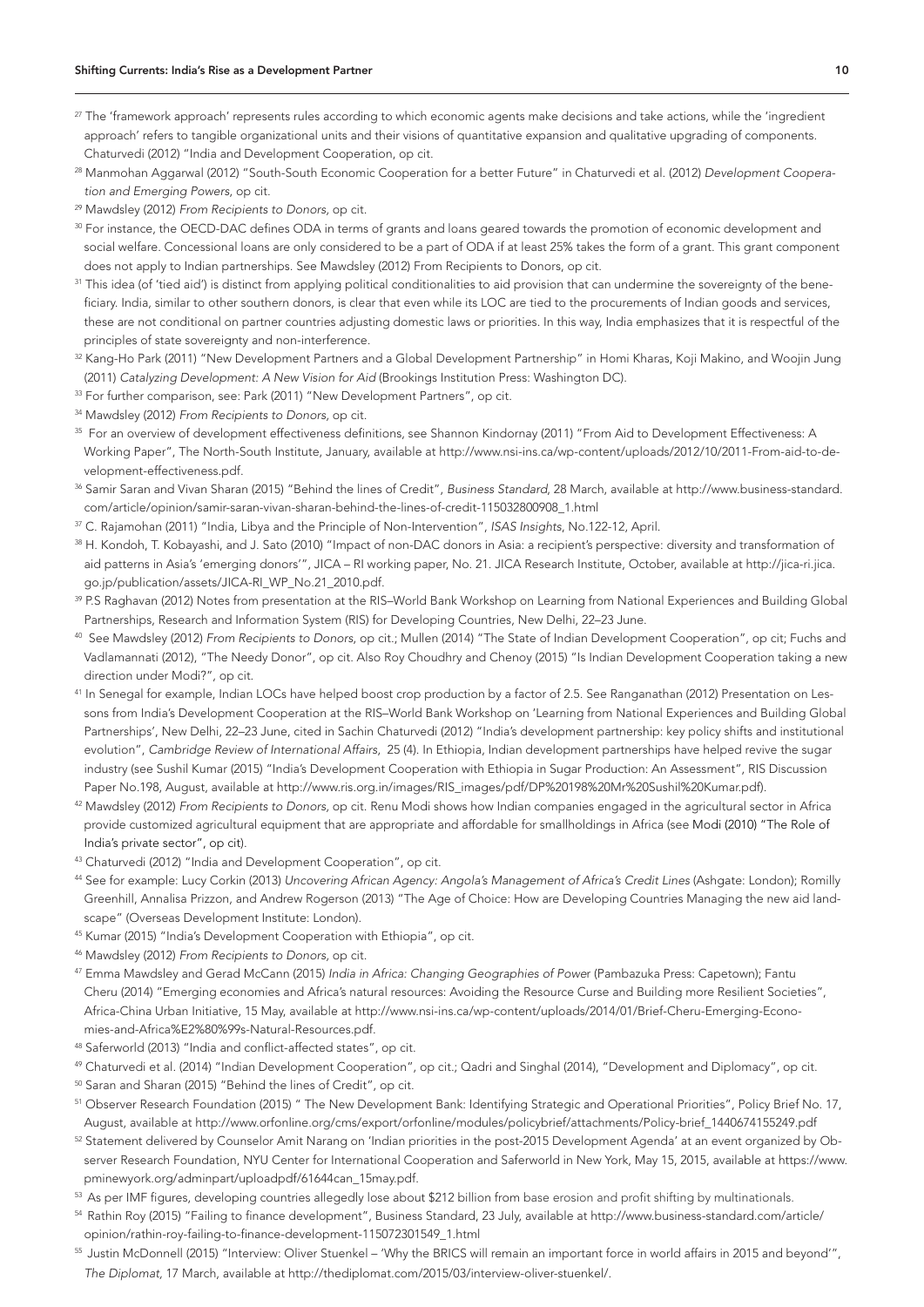[27] The 'framework approach' represents rules according to which economic agents make decisions and take actions, while the 'ingredient approach' refers to tangible organizational units and their visions of quantitative expansion and qualitative upgrading of components. Chaturvedi (2012) "India and Development Cooperation, op cit.

[28] Manmohan Aggarwal (2012) "South-South Economic Cooperation for a better Future" in Chaturvedi et al. (2012) *Development Cooperation and Emerging Powers*, op cit.

[29] Mawdsley (2012) *From Recipients to Donors*, op cit.

[30] For instance, the OECD-DAC defines ODA in terms of grants and loans geared towards the promotion of economic development and social welfare. Concessional loans are only considered to be a part of ODA if at least 25% takes the form of a grant. This grant component does not apply to Indian partnerships. See Mawdsley (2012) From Recipients to Donors, op cit.

[31] This idea (of 'tied aid') is distinct from applying political conditionalities to aid provision that can undermine the sovereignty of the beneficiary. India, similar to other southern donors, is clear that even while its LOC are tied to the procurements of Indian goods and services, these are not conditional on partner countries adjusting domestic laws or priorities. In this way, India emphasizes that it is respectful of the principles of state sovereignty and non-interference.

[32] Kang-Ho Park (2011) "New Development Partners and a Global Development Partnership" in Homi Kharas, Koji Makino, and Woojin Jung (2011) *Catalyzing Development: A New Vision for Aid* (Brookings Institution Press: Washington DC).

[33] For further comparison, see: Park (2011) "New Development Partners", op cit.

[34] Mawdsley (2012) *From Recipients to Donors*, op cit.

[35] For an overview of development effectiveness definitions, see Shannon Kindornay (2011) "From Aid to Development Effectiveness: A Working Paper", The North-South Institute, January, available at http://www.nsi-ins.ca/wp-content/uploads/2012/10/2011-From-aid-to-development-effectiveness.pdf.

[36] Samir Saran and Vivan Sharan (2015) "Behind the lines of Credit", *Business Standard*, 28 March, available at http://www.business-standard.com/article/opinion/samir-saran-vivan-sharan-behind-the-lines-of-credit-115032800908_1.html

[37] C. Rajamohan (2011) "India, Libya and the Principle of Non-Intervention", *ISAS Insights*, No.122-12, April.

[38] H. Kondoh, T. Kobayashi, and J. Sato (2010) "Impact of non-DAC donors in Asia: a recipient's perspective: diversity and transformation of aid patterns in Asia's 'emerging donors'", JICA – RI working paper, No. 21. JICA Research Institute, October, available at http://jica-ri.jica.go.jp/publication/assets/JICA-RI_WP_No.21_2010.pdf.

[39] P.S Raghavan (2012) Notes from presentation at the RIS–World Bank Workshop on Learning from National Experiences and Building Global Partnerships, Research and Information System (RIS) for Developing Countries, New Delhi, 22–23 June.

[40] See Mawdsley (2012) *From Recipients to Donors*, op cit.; Mullen (2014) "The State of Indian Development Cooperation", op cit; Fuchs and Vadlamannati (2012), "The Needy Donor", op cit. Also Roy Choudhry and Chenoy (2015) "Is Indian Development Cooperation taking a new direction under Modi?", op cit.

[41] In Senegal for example, Indian LOCs have helped boost crop production by a factor of 2.5. See Ranganathan (2012) Presentation on Lessons from India's Development Cooperation at the RIS–World Bank Workshop on 'Learning from National Experiences and Building Global Partnerships', New Delhi, 22–23 June, cited in Sachin Chaturvedi (2012) "India's development partnership: key policy shifts and institutional evolution", *Cambridge Review of International Affairs*, 25 (4). In Ethiopia, Indian development partnerships have helped revive the sugar industry (see Sushil Kumar (2015) "India's Development Cooperation with Ethiopia in Sugar Production: An Assessment", RIS Discussion Paper No.198, August, available at http://www.ris.org.in/images/RIS_images/pdf/DP%20198%20Mr%20Sushil%20Kumar.pdf).

[42] Mawdsley (2012) *From Recipients to Donors*, op cit. Renu Modi shows how Indian companies engaged in the agricultural sector in Africa provide customized agricultural equipment that are appropriate and affordable for smallholdings in Africa (see Modi (2010) "The Role of India's private sector", op cit).

[43] Chaturvedi (2012) "India and Development Cooperation", op cit.

[44] See for example: Lucy Corkin (2013) *Uncovering African Agency: Angola's Management of Africa's Credit Lines* (Ashgate: London); Romilly Greenhill, Annalisa Prizzon, and Andrew Rogerson (2013) "The Age of Choice: How are Developing Countries Managing the new aid landscape" (Overseas Development Institute: London).

[45] Kumar (2015) "India's Development Cooperation with Ethiopia", op cit.

[46] Mawdsley (2012) *From Recipients to Donors*, op cit.

[47] Emma Mawdsley and Gerad McCann (2015) *India in Africa: Changing Geographies of Power* (Pambazuka Press: Capetown); Fantu Cheru (2014) "Emerging economies and Africa's natural resources: Avoiding the Resource Curse and Building more Resilient Societies", Africa-China Urban Initiative, 15 May, available at http://www.nsi-ins.ca/wp-content/uploads/2014/01/Brief-Cheru-Emerging-Economies-and-Africa%E2%80%99s-Natural-Resources.pdf.

[48] Saferworld (2013) "India and conflict-affected states", op cit.

[49] Chaturvedi et al. (2014) "Indian Development Cooperation", op cit.; Qadri and Singhal (2014), "Development and Diplomacy", op cit.

[50] Saran and Sharan (2015) "Behind the lines of Credit", op cit.

[51] Observer Research Foundation (2015) " The New Development Bank: Identifying Strategic and Operational Priorities", Policy Brief No. 17, August, available at http://www.orfonline.org/cms/export/orfonline/modules/policybrief/attachments/Policy-brief_1440674155249.pdf

[52] Statement delivered by Counselor Amit Narang on 'Indian priorities in the post-2015 Development Agenda' at an event organized by Observer Research Foundation, NYU Center for International Cooperation and Saferworld in New York, May 15, 2015, available at https://www.pminewyork.org/adminpart/uploadpdf/61644can_15may.pdf.

[53] As per IMF figures, developing countries allegedly lose about $212 billion from base erosion and profit shifting by multinationals.

[54] Rathin Roy (2015) "Failing to finance development", Business Standard, 23 July, available at http://www.business-standard.com/article/opinion/rathin-roy-failing-to-finance-development-115072301549_1.html

[55] Justin McDonnell (2015) "Interview: Oliver Stuenkel – 'Why the BRICS will remain an important force in world affairs in 2015 and beyond'", *The Diplomat*, 17 March, available at http://thediplomat.com/2015/03/interview-oliver-stuenkel/.